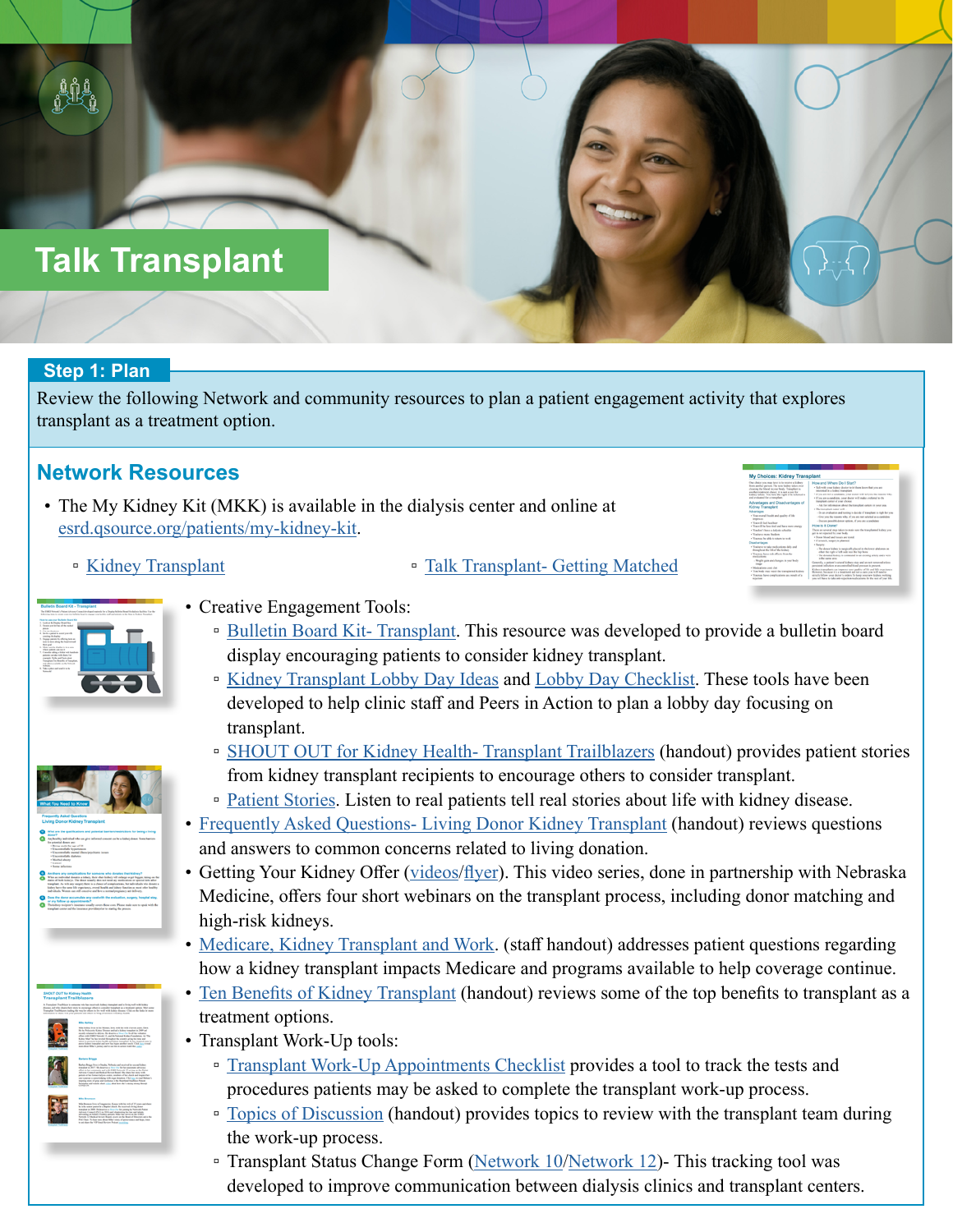# Talk Transplant

## Step 1: Plan

Review the following Network and community resources to plan a patient engagement activity that explores transplant as a treatment option.

## Network Resources

- The My Kidney Kit (MKK) is available in the dialysis center and online at esrd.qsource.org/patients/my-kidney-kit.
  - Kidney Transplant
  - Talk Transplant- Getting Matched
- Creative Engagement Tools:
  - Bulletin Board Kit- Transplant. This resource was developed to provide a bulletin board display encouraging patients to consider kidney transplant.
  - Kidney Transplant Lobby Day Ideas and Lobby Day Checklist. These tools have been developed to help clinic staff and Peers in Action to plan a lobby day focusing on transplant.
  - SHOUT OUT for Kidney Health- Transplant Trailblazers (handout) provides patient stories from kidney transplant recipients to encourage others to consider transplant.
  - Patient Stories. Listen to real patients tell real stories about life with kidney disease.
- Frequently Asked Questions- Living Donor Kidney Transplant (handout) reviews questions and answers to common concerns related to living donation.
- Getting Your Kidney Offer (videos/flyer). This video series, done in partnership with Nebraska Medicine, offers four short webinars on the transplant process, including donor matching and high-risk kidneys.
- Medicare, Kidney Transplant and Work. (staff handout) addresses patient questions regarding how a kidney transplant impacts Medicare and programs available to help coverage continue.
- Ten Benefits of Kidney Transplant (handout) reviews some of the top benefits to transplant as a treatment options.
- Transplant Work-Up tools:
  - Transplant Work-Up Appointments Checklist provides a tool to track the tests and procedures patients may be asked to complete the transplant work-up process.
  - Topics of Discussion (handout) provides topics to review with the transplant team during the work-up process.
  - Transplant Status Change Form (Network 10/Network 12)- This tracking tool was developed to improve communication between dialysis clinics and transplant centers.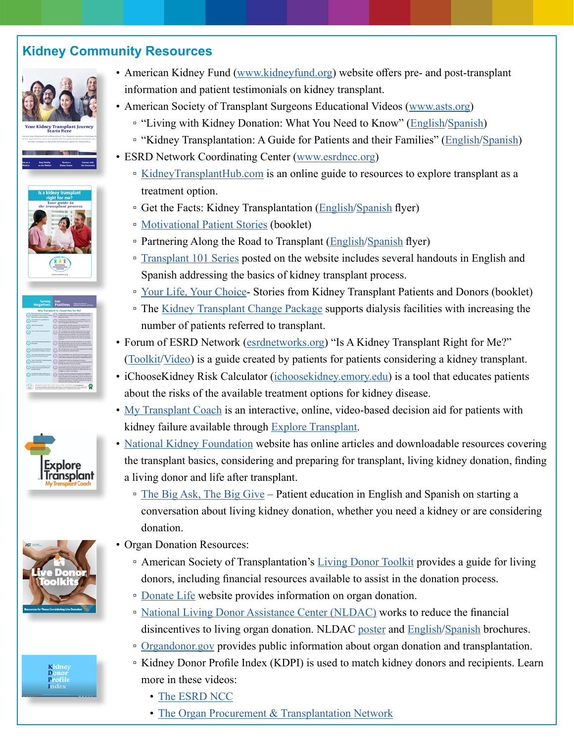## Kidney Community Resources

- American Kidney Fund (www.kidneyfund.org) website offers pre- and post-transplant information and patient testimonials on kidney transplant.
- American Society of Transplant Surgeons Educational Videos (www.asts.org)
  - "Living with Kidney Donation: What You Need to Know" (English/Spanish)
  - "Kidney Transplantation: A Guide for Patients and their Families" (English/Spanish)
- ESRD Network Coordinating Center (www.esrdncc.org)
  - KidneyTransplantHub.com is an online guide to resources to explore transplant as a treatment option.
  - Get the Facts: Kidney Transplantation (English/Spanish flyer)
  - Motivational Patient Stories (booklet)
  - Partnering Along the Road to Transplant (English/Spanish flyer)
  - Transplant 101 Series posted on the website includes several handouts in English and Spanish addressing the basics of kidney transplant process.
  - Your Life, Your Choice- Stories from Kidney Transplant Patients and Donors (booklet)
  - The Kidney Transplant Change Package supports dialysis facilities with increasing the number of patients referred to transplant.
- Forum of ESRD Network (esrdnetworks.org) "Is A Kidney Transplant Right for Me?" (Toolkit/Video) is a guide created by patients for patients considering a kidney transplant.
- iChooseKidney Risk Calculator (ichoosekidney.emory.edu) is a tool that educates patients about the risks of the available treatment options for kidney disease.
- My Transplant Coach is an interactive, online, video-based decision aid for patients with kidney failure available through Explore Transplant.
- National Kidney Foundation website has online articles and downloadable resources covering the transplant basics, considering and preparing for transplant, living kidney donation, finding a living donor and life after transplant.
  - The Big Ask, The Big Give – Patient education in English and Spanish on starting a conversation about living kidney donation, whether you need a kidney or are considering donation.
- Organ Donation Resources:
  - American Society of Transplantation's Living Donor Toolkit provides a guide for living donors, including financial resources available to assist in the donation process.
  - Donate Life website provides information on organ donation.
  - National Living Donor Assistance Center (NLDAC) works to reduce the financial disincentives to living organ donation. NLDAC poster and English/Spanish brochures.
  - Organdonor.gov provides public information about organ donation and transplantation.
  - Kidney Donor Profile Index (KDPI) is used to match kidney donors and recipients. Learn more in these videos:
    - The ESRD NCC
    - The Organ Procurement & Transplantation Network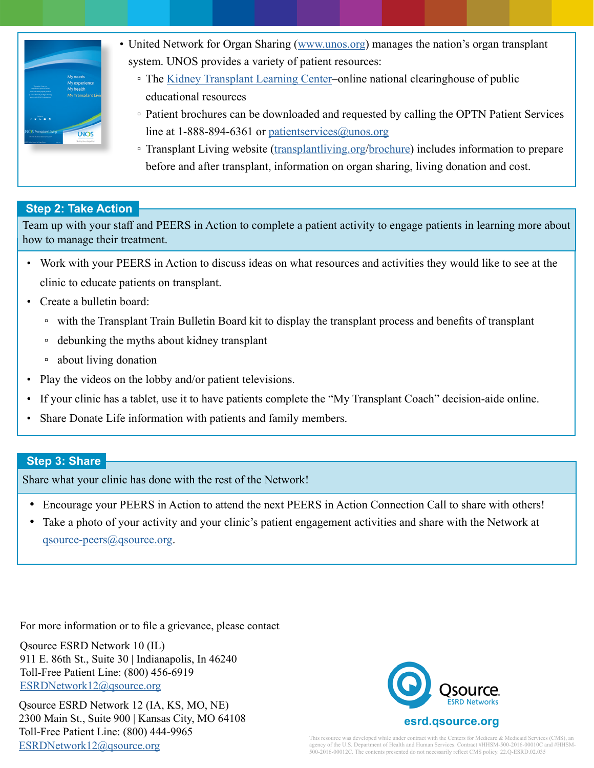- United Network for Organ Sharing (www.unos.org) manages the nation's organ transplant system. UNOS provides a variety of patient resources:
  - The Kidney Transplant Learning Center–online national clearinghouse of public educational resources
  - Patient brochures can be downloaded and requested by calling the OPTN Patient Services line at 1-888-894-6361 or patientservices@unos.org
  - Transplant Living website (transplantliving.org/brochure) includes information to prepare before and after transplant, information on organ sharing, living donation and cost.

## Step 2: Take Action

Team up with your staff and PEERS in Action to complete a patient activity to engage patients in learning more about how to manage their treatment.

- Work with your PEERS in Action to discuss ideas on what resources and activities they would like to see at the clinic to educate patients on transplant.
- Create a bulletin board:
  - with the Transplant Train Bulletin Board kit to display the transplant process and benefits of transplant
  - debunking the myths about kidney transplant
  - about living donation
- Play the videos on the lobby and/or patient televisions.
- If your clinic has a tablet, use it to have patients complete the "My Transplant Coach" decision-aide online.
- Share Donate Life information with patients and family members.

## Step 3: Share

Share what your clinic has done with the rest of the Network!

- Encourage your PEERS in Action to attend the next PEERS in Action Connection Call to share with others!
- Take a photo of your activity and your clinic's patient engagement activities and share with the Network at qsource-peers@qsource.org.

For more information or to file a grievance, please contact

Qsource ESRD Network 10 (IL)
911 E. 86th St., Suite 30 | Indianapolis, In 46240
Toll-Free Patient Line: (800) 456-6919
ESRDNetwork12@qsource.org

Qsource ESRD Network 12 (IA, KS, MO, NE)
2300 Main St., Suite 900 | Kansas City, MO 64108
Toll-Free Patient Line: (800) 444-9965
ESRDNetwork12@qsource.org

Qsource ESRD Networks

esrd.qsource.org

This resource was developed while under contract with the Centers for Medicare & Medicaid Services (CMS), an agency of the U.S. Department of Health and Human Services. Contract #HHSM-500-2016-00010C and #HHSM-500-2016-00012C. The contents presented do not necessarily reflect CMS policy. 22.Q-ESRD.02.035